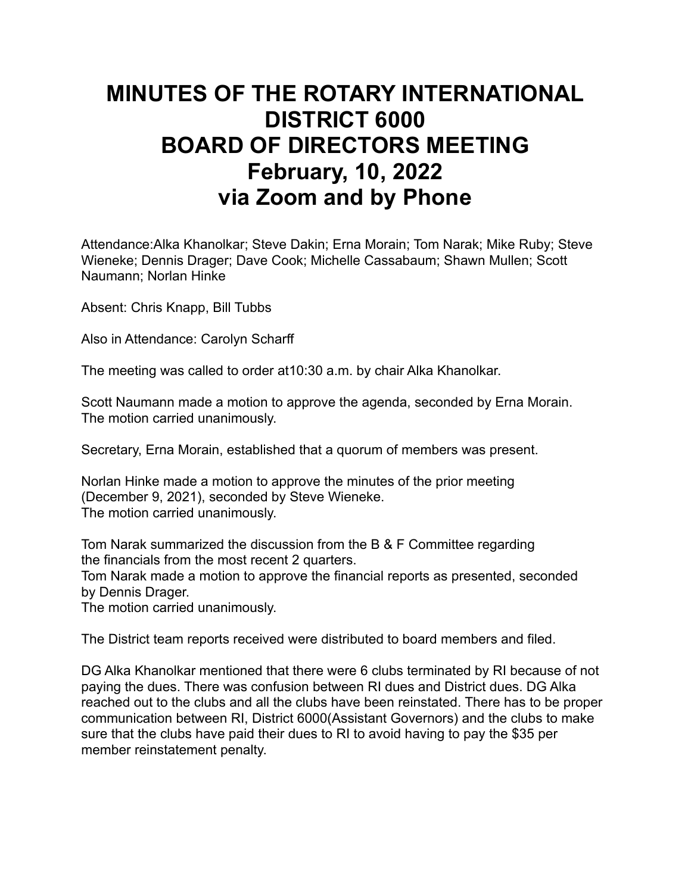# MINUTES OF THE ROTARY INTERNATIONAL DISTRICT 6000 BOARD OF DIRECTORS MEETING February, 10, 2022 via Zoom and by Phone

Attendance:Alka Khanolkar; Steve Dakin; Erna Morain; Tom Narak; Mike Ruby; Steve Wieneke; Dennis Drager; Dave Cook; Michelle Cassabaum; Shawn Mullen; Scott Naumann; Norlan Hinke

Absent: Chris Knapp, Bill Tubbs

Also in Attendance: Carolyn Scharff

The meeting was called to order at10:30 a.m. by chair Alka Khanolkar.

Scott Naumann made a motion to approve the agenda, seconded by Erna Morain.
The motion carried unanimously.

Secretary, Erna Morain, established that a quorum of members was present.

Norlan Hinke made a motion to approve the minutes of the prior meeting (December 9, 2021), seconded by Steve Wieneke.
The motion carried unanimously.

Tom Narak summarized the discussion from the B & F Committee regarding the financials from the most recent 2 quarters.
Tom Narak made a motion to approve the financial reports as presented, seconded by Dennis Drager.
The motion carried unanimously.

The District team reports received were distributed to board members and filed.

DG Alka Khanolkar mentioned that there were 6 clubs terminated by RI because of not paying the dues. There was confusion between RI dues and District dues. DG Alka reached out to the clubs and all the clubs have been reinstated. There has to be proper communication between RI, District 6000(Assistant Governors) and the clubs to make sure that the clubs have paid their dues to RI to avoid having to pay the $35 per member reinstatement penalty.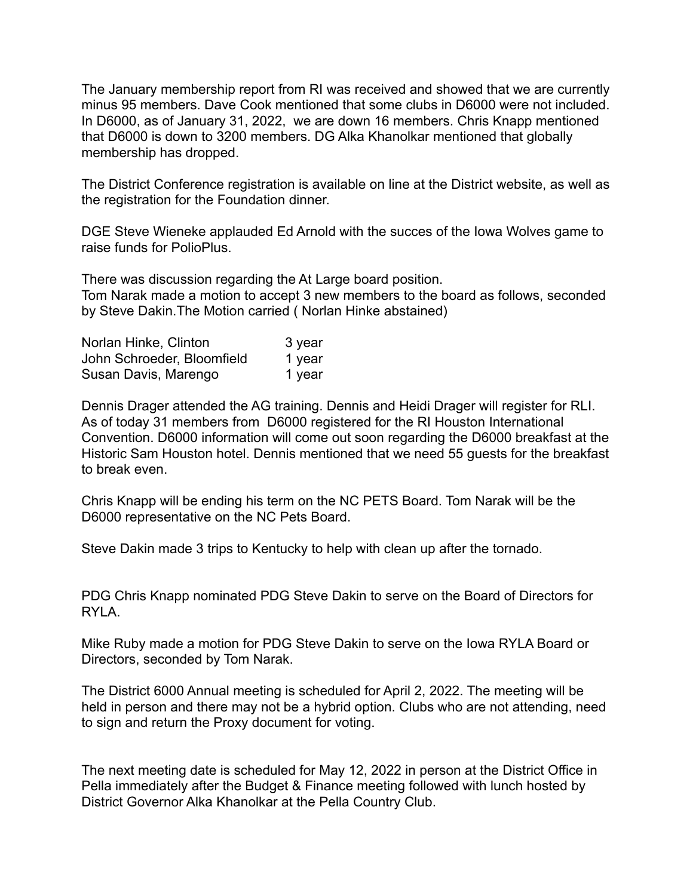The January membership report from RI was received and showed that we are currently minus 95 members. Dave Cook mentioned that some clubs in D6000 were not included. In D6000, as of January 31, 2022, we are down 16 members. Chris Knapp mentioned that D6000 is down to 3200 members. DG Alka Khanolkar mentioned that globally membership has dropped.

The District Conference registration is available on line at the District website, as well as the registration for the Foundation dinner.

DGE Steve Wieneke applauded Ed Arnold with the succes of the Iowa Wolves game to raise funds for PolioPlus.

There was discussion regarding the At Large board position.
Tom Narak made a motion to accept 3 new members to the board as follows, seconded by Steve Dakin.The Motion carried ( Norlan Hinke abstained)

| | |
|---|---|
| Norlan Hinke, Clinton | 3 year |
| John Schroeder, Bloomfield | 1 year |
| Susan Davis, Marengo | 1 year |

Dennis Drager attended the AG training. Dennis and Heidi Drager will register for RLI. As of today 31 members from D6000 registered for the RI Houston International Convention. D6000 information will come out soon regarding the D6000 breakfast at the Historic Sam Houston hotel. Dennis mentioned that we need 55 guests for the breakfast to break even.

Chris Knapp will be ending his term on the NC PETS Board. Tom Narak will be the D6000 representative on the NC Pets Board.

Steve Dakin made 3 trips to Kentucky to help with clean up after the tornado.

PDG Chris Knapp nominated PDG Steve Dakin to serve on the Board of Directors for RYLA.

Mike Ruby made a motion for PDG Steve Dakin to serve on the Iowa RYLA Board or Directors, seconded by Tom Narak.

The District 6000 Annual meeting is scheduled for April 2, 2022. The meeting will be held in person and there may not be a hybrid option. Clubs who are not attending, need to sign and return the Proxy document for voting.

The next meeting date is scheduled for May 12, 2022 in person at the District Office in Pella immediately after the Budget & Finance meeting followed with lunch hosted by District Governor Alka Khanolkar at the Pella Country Club.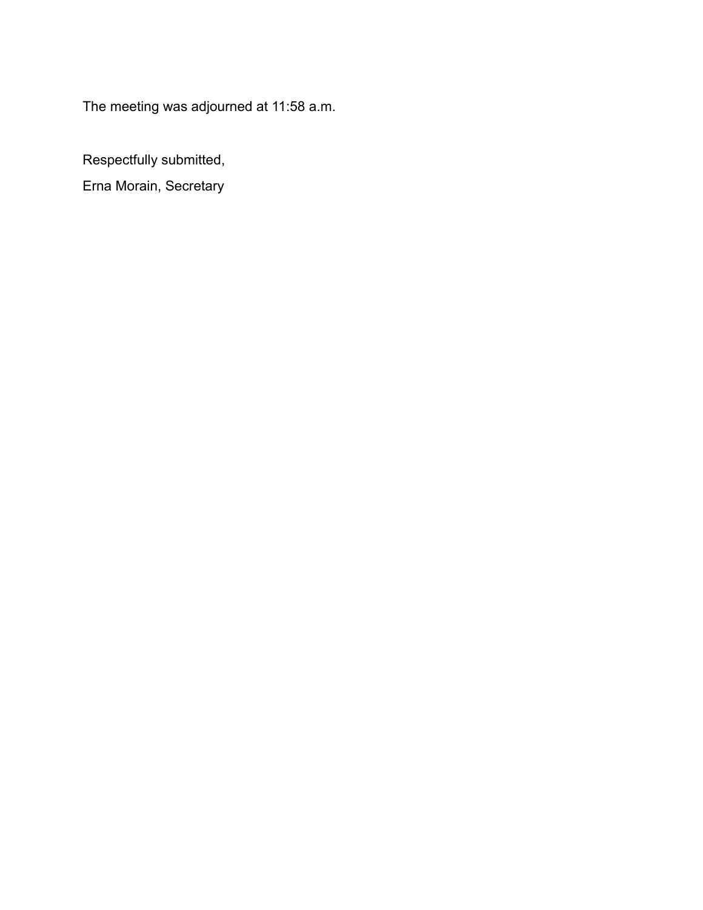The meeting was adjourned at 11:58 a.m.

Respectfully submitted,

Erna Morain, Secretary